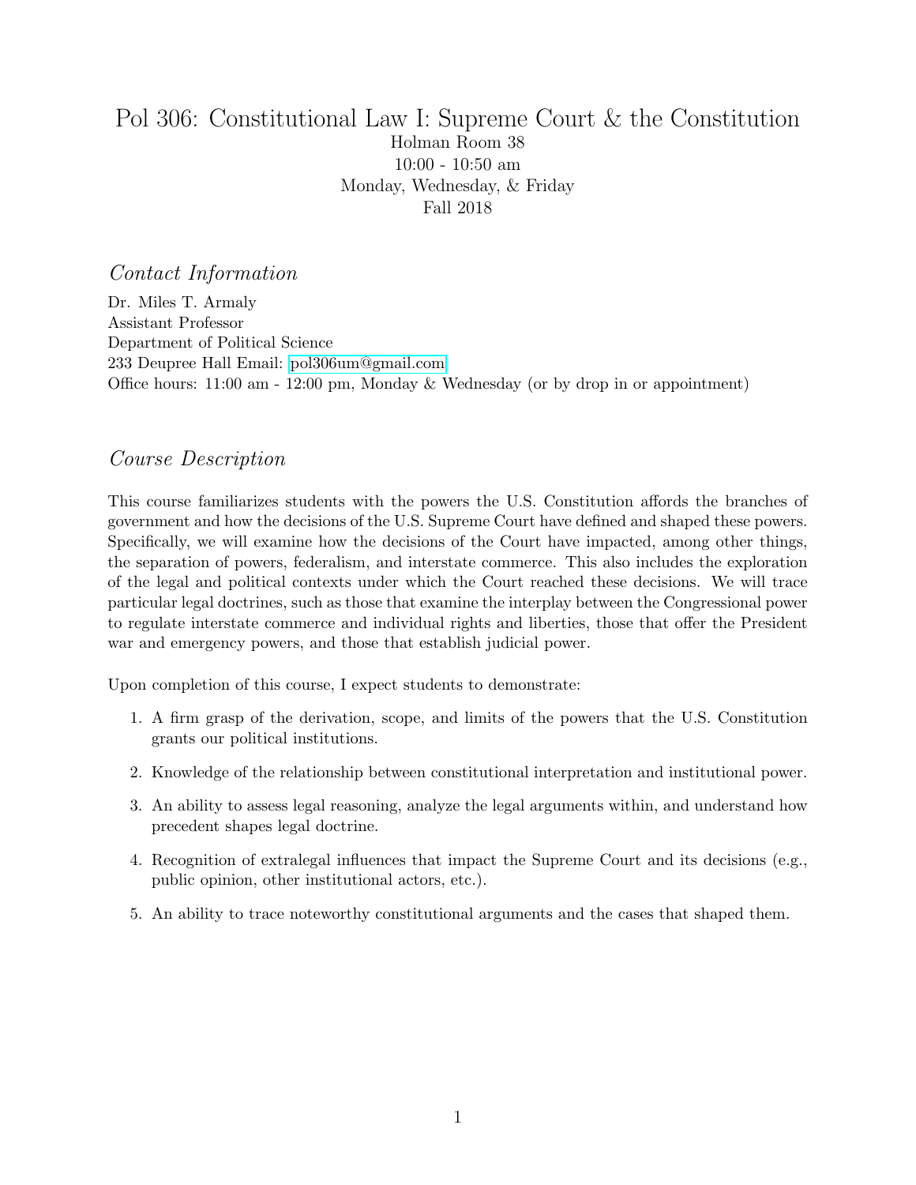# Pol 306: Constitutional Law I: Supreme Court & the Constitution

Holman Room 38
10:00 - 10:50 am
Monday, Wednesday, & Friday
Fall 2018

## *Contact Information*

Dr. Miles T. Armaly
Assistant Professor
Department of Political Science
233 Deupree Hall Email: pol306um@gmail.com
Office hours: 11:00 am - 12:00 pm, Monday & Wednesday (or by drop in or appointment)

## *Course Description*

This course familiarizes students with the powers the U.S. Constitution affords the branches of government and how the decisions of the U.S. Supreme Court have defined and shaped these powers. Specifically, we will examine how the decisions of the Court have impacted, among other things, the separation of powers, federalism, and interstate commerce. This also includes the exploration of the legal and political contexts under which the Court reached these decisions. We will trace particular legal doctrines, such as those that examine the interplay between the Congressional power to regulate interstate commerce and individual rights and liberties, those that offer the President war and emergency powers, and those that establish judicial power.

Upon completion of this course, I expect students to demonstrate:

1. A firm grasp of the derivation, scope, and limits of the powers that the U.S. Constitution grants our political institutions.
2. Knowledge of the relationship between constitutional interpretation and institutional power.
3. An ability to assess legal reasoning, analyze the legal arguments within, and understand how precedent shapes legal doctrine.
4. Recognition of extralegal influences that impact the Supreme Court and its decisions (e.g., public opinion, other institutional actors, etc.).
5. An ability to trace noteworthy constitutional arguments and the cases that shaped them.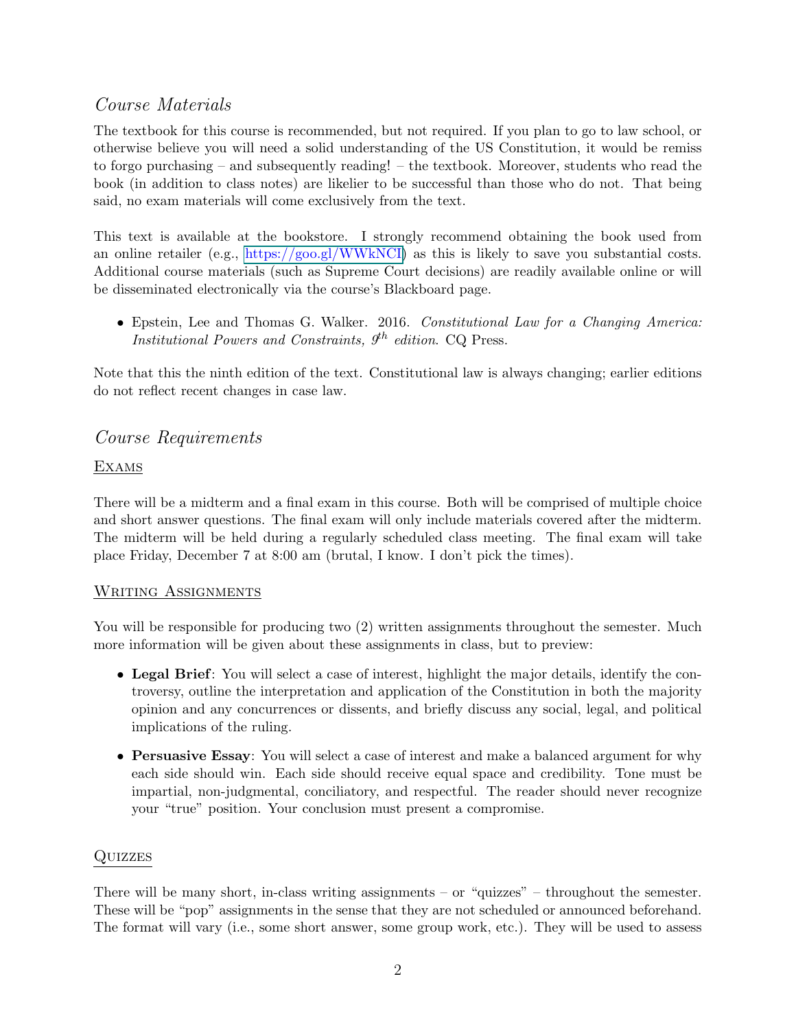## *Course Materials*

The textbook for this course is recommended, but not required. If you plan to go to law school, or otherwise believe you will need a solid understanding of the US Constitution, it would be remiss to forgo purchasing – and subsequently reading! – the textbook. Moreover, students who read the book (in addition to class notes) are likelier to be successful than those who do not. That being said, no exam materials will come exclusively from the text.

This text is available at the bookstore. I strongly recommend obtaining the book used from an online retailer (e.g., [https://goo.gl/WWkNCI](https://goo.gl/WWkNCI)) as this is likely to save you substantial costs. Additional course materials (such as Supreme Court decisions) are readily available online or will be disseminated electronically via the course's Blackboard page.

- Epstein, Lee and Thomas G. Walker. 2016. *Constitutional Law for a Changing America: Institutional Powers and Constraints, 9th edition*. CQ Press.

Note that this the ninth edition of the text. Constitutional law is always changing; earlier editions do not reflect recent changes in case law.

## *Course Requirements*

### Exams

There will be a midterm and a final exam in this course. Both will be comprised of multiple choice and short answer questions. The final exam will only include materials covered after the midterm. The midterm will be held during a regularly scheduled class meeting. The final exam will take place Friday, December 7 at 8:00 am (brutal, I know. I don't pick the times).

### Writing Assignments

You will be responsible for producing two (2) written assignments throughout the semester. Much more information will be given about these assignments in class, but to preview:

- **Legal Brief**: You will select a case of interest, highlight the major details, identify the controversy, outline the interpretation and application of the Constitution in both the majority opinion and any concurrences or dissents, and briefly discuss any social, legal, and political implications of the ruling.
- **Persuasive Essay**: You will select a case of interest and make a balanced argument for why each side should win. Each side should receive equal space and credibility. Tone must be impartial, non-judgmental, conciliatory, and respectful. The reader should never recognize your "true" position. Your conclusion must present a compromise.

### Quizzes

There will be many short, in-class writing assignments – or "quizzes" – throughout the semester. These will be "pop" assignments in the sense that they are not scheduled or announced beforehand. The format will vary (i.e., some short answer, some group work, etc.). They will be used to assess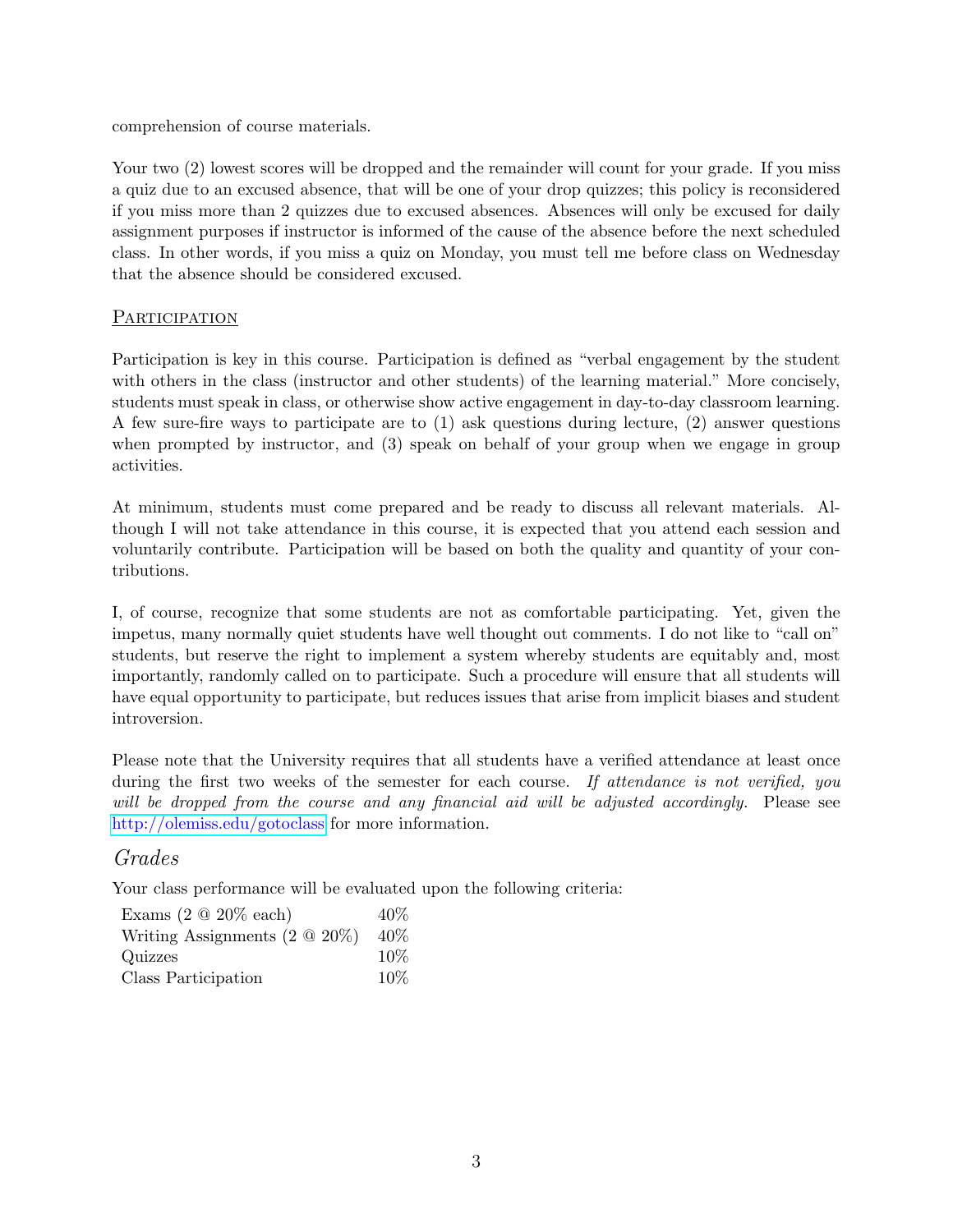comprehension of course materials.

Your two (2) lowest scores will be dropped and the remainder will count for your grade. If you miss a quiz due to an excused absence, that will be one of your drop quizzes; this policy is reconsidered if you miss more than 2 quizzes due to excused absences. Absences will only be excused for daily assignment purposes if instructor is informed of the cause of the absence before the next scheduled class. In other words, if you miss a quiz on Monday, you must tell me before class on Wednesday that the absence should be considered excused.

### Participation

Participation is key in this course. Participation is defined as "verbal engagement by the student with others in the class (instructor and other students) of the learning material." More concisely, students must speak in class, or otherwise show active engagement in day-to-day classroom learning. A few sure-fire ways to participate are to (1) ask questions during lecture, (2) answer questions when prompted by instructor, and (3) speak on behalf of your group when we engage in group activities.

At minimum, students must come prepared and be ready to discuss all relevant materials. Although I will not take attendance in this course, it is expected that you attend each session and voluntarily contribute. Participation will be based on both the quality and quantity of your contributions.

I, of course, recognize that some students are not as comfortable participating. Yet, given the impetus, many normally quiet students have well thought out comments. I do not like to "call on" students, but reserve the right to implement a system whereby students are equitably and, most importantly, randomly called on to participate. Such a procedure will ensure that all students will have equal opportunity to participate, but reduces issues that arise from implicit biases and student introversion.

Please note that the University requires that all students have a verified attendance at least once during the first two weeks of the semester for each course. *If attendance is not verified, you will be dropped from the course and any financial aid will be adjusted accordingly.* Please see http://olemiss.edu/gotoclass for more information.

## *Grades*

Your class performance will be evaluated upon the following criteria:

| | |
|---|---|
| Exams (2 @ 20% each) | 40% |
| Writing Assignments (2 @ 20%) | 40% |
| Quizzes | 10% |
| Class Participation | 10% |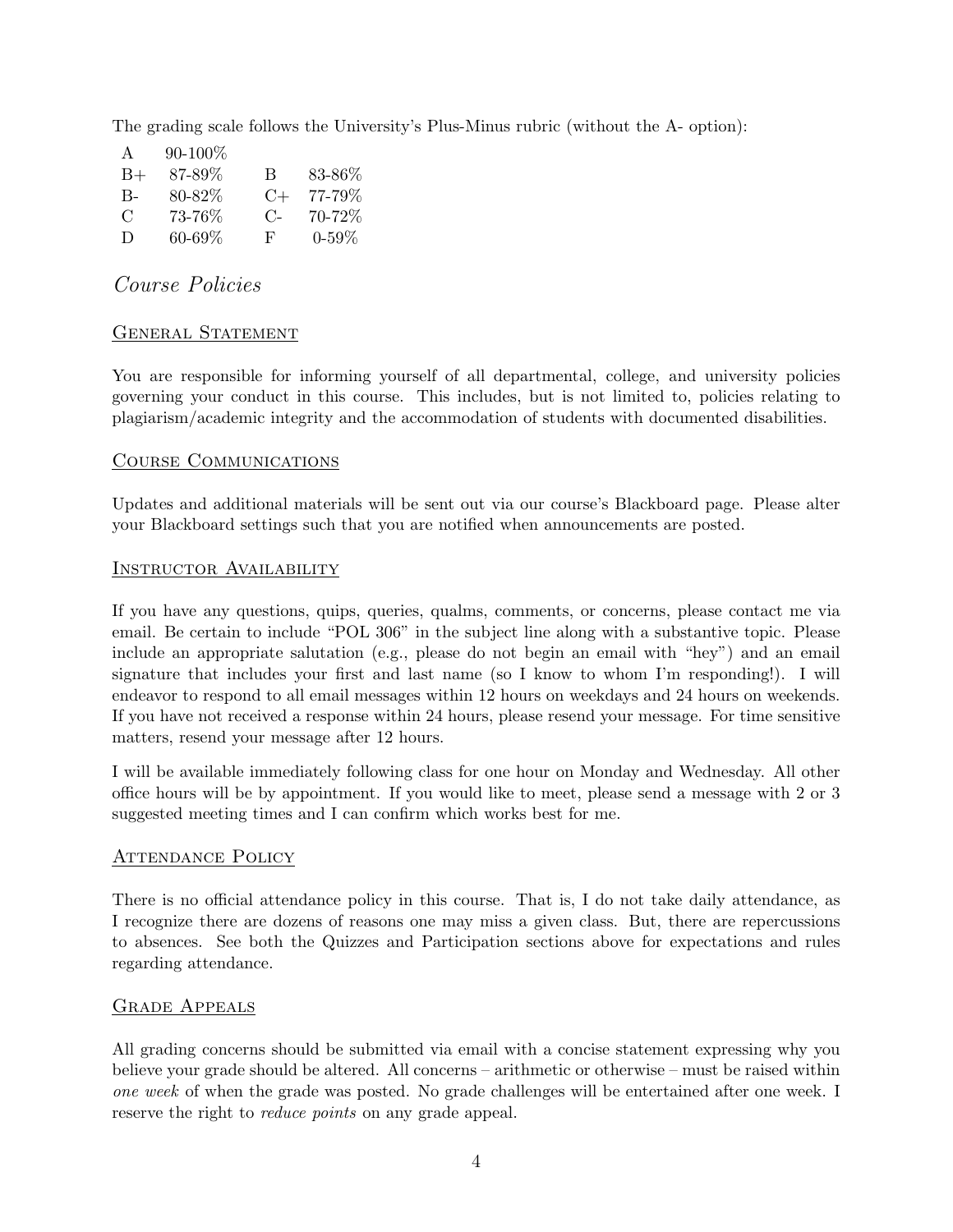The grading scale follows the University's Plus-Minus rubric (without the A- option):

| | | | |
|---|---|---|---|
| A | 90-100% | | |
| B+ | 87-89% | B | 83-86% |
| B- | 80-82% | C+ | 77-79% |
| C | 73-76% | C- | 70-72% |
| D | 60-69% | F | 0-59% |

## *Course Policies*

### General Statement

You are responsible for informing yourself of all departmental, college, and university policies governing your conduct in this course. This includes, but is not limited to, policies relating to plagiarism/academic integrity and the accommodation of students with documented disabilities.

### Course Communications

Updates and additional materials will be sent out via our course's Blackboard page. Please alter your Blackboard settings such that you are notified when announcements are posted.

### Instructor Availability

If you have any questions, quips, queries, qualms, comments, or concerns, please contact me via email. Be certain to include "POL 306" in the subject line along with a substantive topic. Please include an appropriate salutation (e.g., please do not begin an email with "hey") and an email signature that includes your first and last name (so I know to whom I'm responding!). I will endeavor to respond to all email messages within 12 hours on weekdays and 24 hours on weekends. If you have not received a response within 24 hours, please resend your message. For time sensitive matters, resend your message after 12 hours.

I will be available immediately following class for one hour on Monday and Wednesday. All other office hours will be by appointment. If you would like to meet, please send a message with 2 or 3 suggested meeting times and I can confirm which works best for me.

### Attendance Policy

There is no official attendance policy in this course. That is, I do not take daily attendance, as I recognize there are dozens of reasons one may miss a given class. But, there are repercussions to absences. See both the Quizzes and Participation sections above for expectations and rules regarding attendance.

### Grade Appeals

All grading concerns should be submitted via email with a concise statement expressing why you believe your grade should be altered. All concerns – arithmetic or otherwise – must be raised within *one week* of when the grade was posted. No grade challenges will be entertained after one week. I reserve the right to *reduce points* on any grade appeal.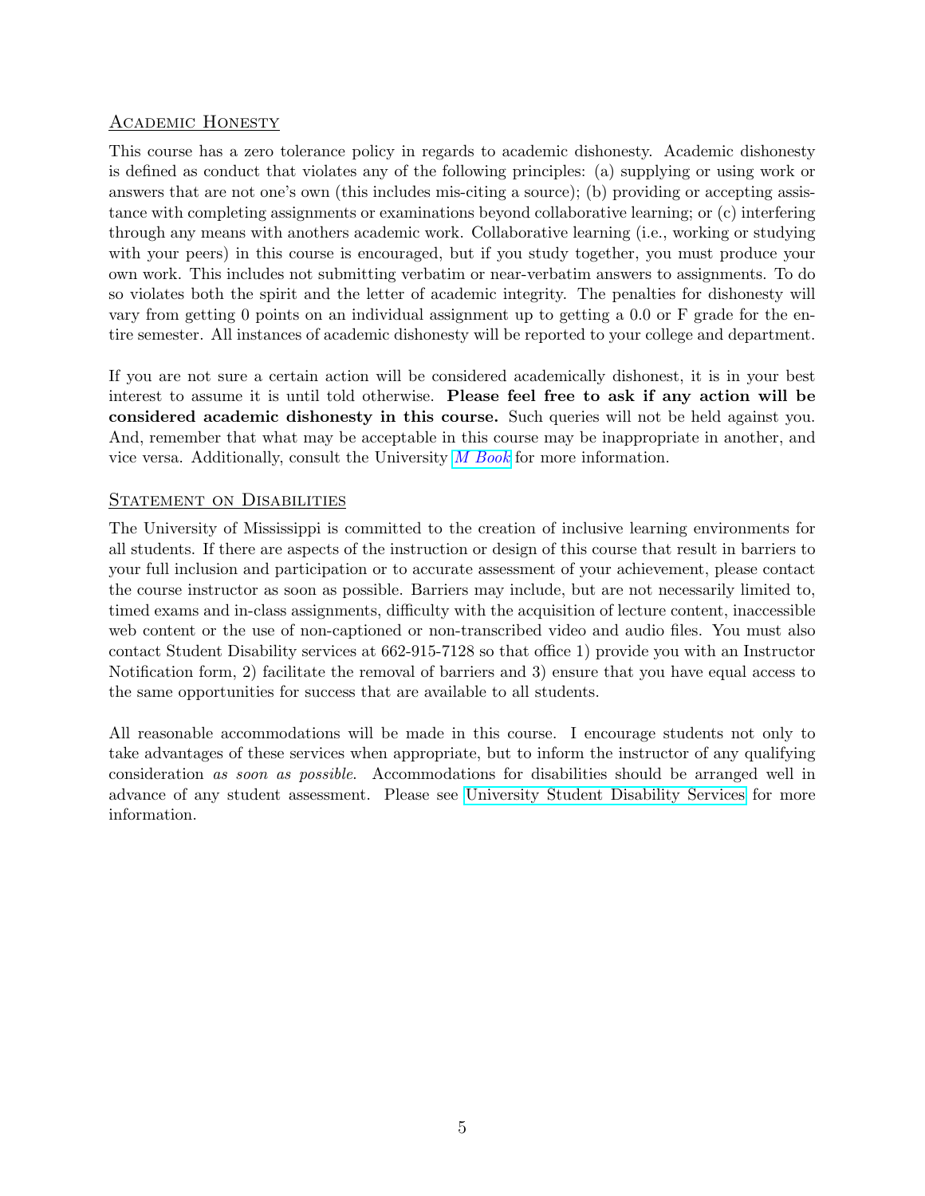## Academic Honesty

This course has a zero tolerance policy in regards to academic dishonesty. Academic dishonesty is defined as conduct that violates any of the following principles: (a) supplying or using work or answers that are not one's own (this includes mis-citing a source); (b) providing or accepting assistance with completing assignments or examinations beyond collaborative learning; or (c) interfering through any means with anothers academic work. Collaborative learning (i.e., working or studying with your peers) in this course is encouraged, but if you study together, you must produce your own work. This includes not submitting verbatim or near-verbatim answers to assignments. To do so violates both the spirit and the letter of academic integrity. The penalties for dishonesty will vary from getting 0 points on an individual assignment up to getting a 0.0 or F grade for the entire semester. All instances of academic dishonesty will be reported to your college and department.

If you are not sure a certain action will be considered academically dishonest, it is in your best interest to assume it is until told otherwise. **Please feel free to ask if any action will be considered academic dishonesty in this course.** Such queries will not be held against you. And, remember that what may be acceptable in this course may be inappropriate in another, and vice versa. Additionally, consult the University *M Book* for more information.

## Statement on Disabilities

The University of Mississippi is committed to the creation of inclusive learning environments for all students. If there are aspects of the instruction or design of this course that result in barriers to your full inclusion and participation or to accurate assessment of your achievement, please contact the course instructor as soon as possible. Barriers may include, but are not necessarily limited to, timed exams and in-class assignments, difficulty with the acquisition of lecture content, inaccessible web content or the use of non-captioned or non-transcribed video and audio files. You must also contact Student Disability services at 662-915-7128 so that office 1) provide you with an Instructor Notification form, 2) facilitate the removal of barriers and 3) ensure that you have equal access to the same opportunities for success that are available to all students.

All reasonable accommodations will be made in this course. I encourage students not only to take advantages of these services when appropriate, but to inform the instructor of any qualifying consideration *as soon as possible*. Accommodations for disabilities should be arranged well in advance of any student assessment. Please see University Student Disability Services for more information.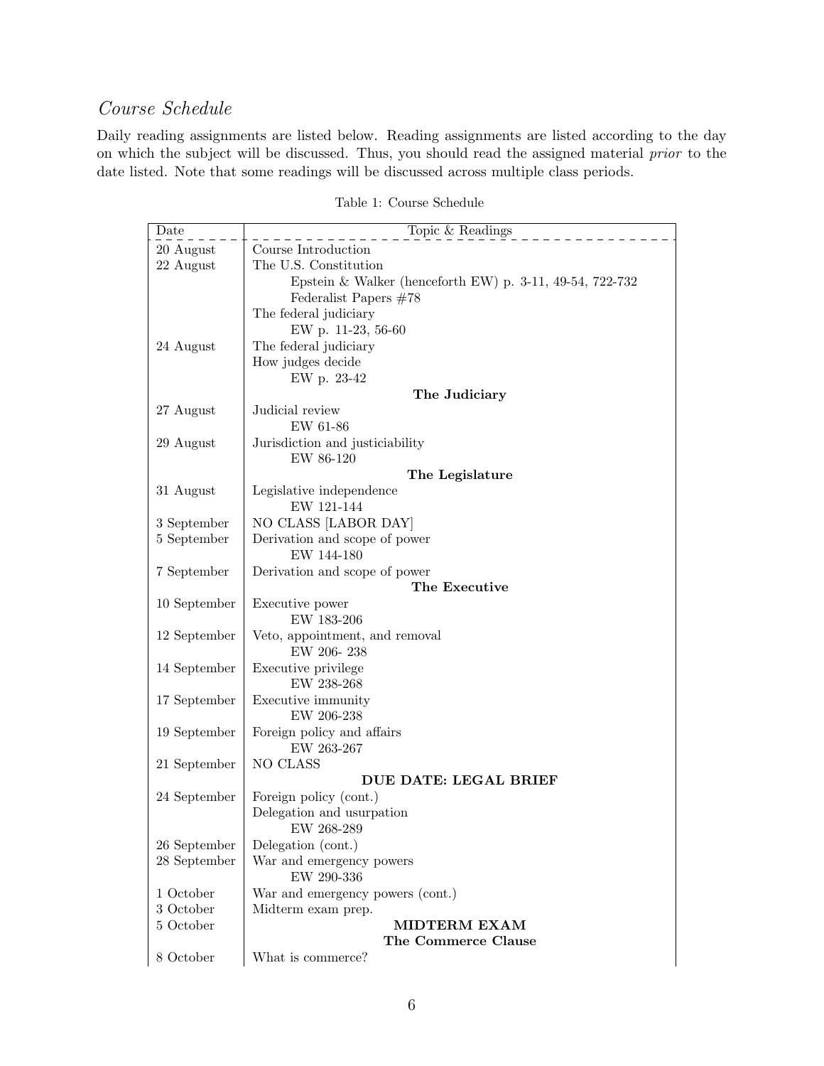## *Course Schedule*

Daily reading assignments are listed below. Reading assignments are listed according to the day on which the subject will be discussed. Thus, you should read the assigned material *prior* to the date listed. Note that some readings will be discussed across multiple class periods.

Table 1: Course Schedule

| Date | Topic & Readings |
|---|---|
| 20 August | Course Introduction |
| 22 August | The U.S. Constitution |
| | Epstein & Walker (henceforth EW) p. 3-11, 49-54, 722-732 |
| | Federalist Papers #78 |
| | The federal judiciary |
| | EW p. 11-23, 56-60 |
| 24 August | The federal judiciary |
| | How judges decide |
| | EW p. 23-42 |
| | **The Judiciary** |
| 27 August | Judicial review |
| | EW 61-86 |
| 29 August | Jurisdiction and justiciability |
| | EW 86-120 |
| | **The Legislature** |
| 31 August | Legislative independence |
| | EW 121-144 |
| 3 September | NO CLASS [LABOR DAY] |
| 5 September | Derivation and scope of power |
| | EW 144-180 |
| 7 September | Derivation and scope of power |
| | **The Executive** |
| 10 September | Executive power |
| | EW 183-206 |
| 12 September | Veto, appointment, and removal |
| | EW 206- 238 |
| 14 September | Executive privilege |
| | EW 238-268 |
| 17 September | Executive immunity |
| | EW 206-238 |
| 19 September | Foreign policy and affairs |
| | EW 263-267 |
| 21 September | NO CLASS |
| | **DUE DATE: LEGAL BRIEF** |
| 24 September | Foreign policy (cont.) |
| | Delegation and usurpation |
| | EW 268-289 |
| 26 September | Delegation (cont.) |
| 28 September | War and emergency powers |
| | EW 290-336 |
| 1 October | War and emergency powers (cont.) |
| 3 October | Midterm exam prep. |
| 5 October | **MIDTERM EXAM** |
| | **The Commerce Clause** |
| 8 October | What is commerce? |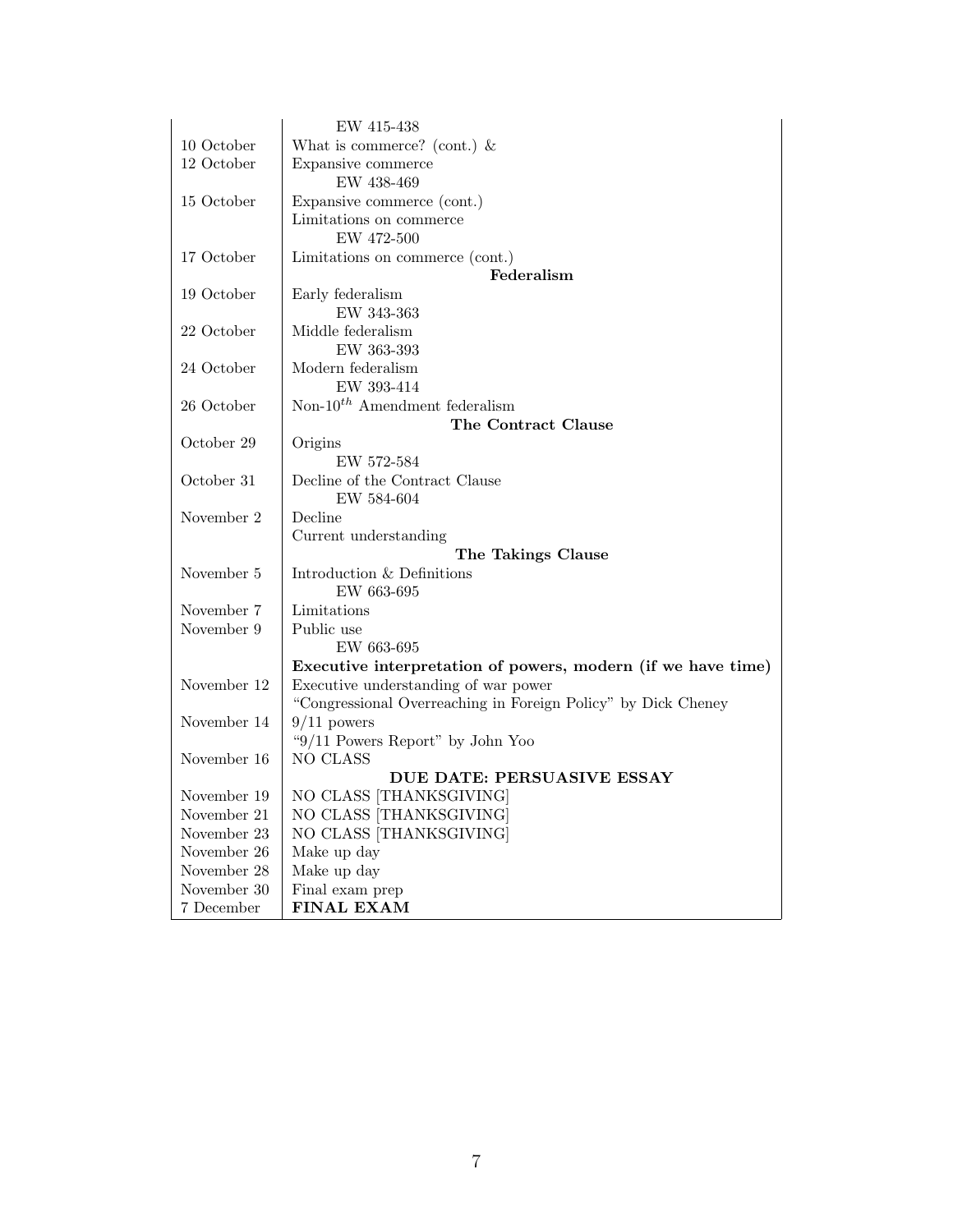| | |
|---|---|
| | EW 415-438 |
| 10 October | What is commerce? (cont.) & |
| 12 October | Expansive commerce |
| | EW 438-469 |
| 15 October | Expansive commerce (cont.) |
| | Limitations on commerce |
| | EW 472-500 |
| 17 October | Limitations on commerce (cont.) |
| | **Federalism** |
| 19 October | Early federalism |
| | EW 343-363 |
| 22 October | Middle federalism |
| | EW 363-393 |
| 24 October | Modern federalism |
| | EW 393-414 |
| 26 October | Non-$10^{th}$ Amendment federalism |
| | **The Contract Clause** |
| October 29 | Origins |
| | EW 572-584 |
| October 31 | Decline of the Contract Clause |
| | EW 584-604 |
| November 2 | Decline |
| | Current understanding |
| | **The Takings Clause** |
| November 5 | Introduction & Definitions |
| | EW 663-695 |
| November 7 | Limitations |
| November 9 | Public use |
| | EW 663-695 |
| | **Executive interpretation of powers, modern (if we have time)** |
| November 12 | Executive understanding of war power |
| | "Congressional Overreaching in Foreign Policy" by Dick Cheney |
| November 14 | 9/11 powers |
| | "9/11 Powers Report" by John Yoo |
| November 16 | NO CLASS |
| | **DUE DATE: PERSUASIVE ESSAY** |
| November 19 | NO CLASS [THANKSGIVING] |
| November 21 | NO CLASS [THANKSGIVING] |
| November 23 | NO CLASS [THANKSGIVING] |
| November 26 | Make up day |
| November 28 | Make up day |
| November 30 | Final exam prep |
| 7 December | **FINAL EXAM** |